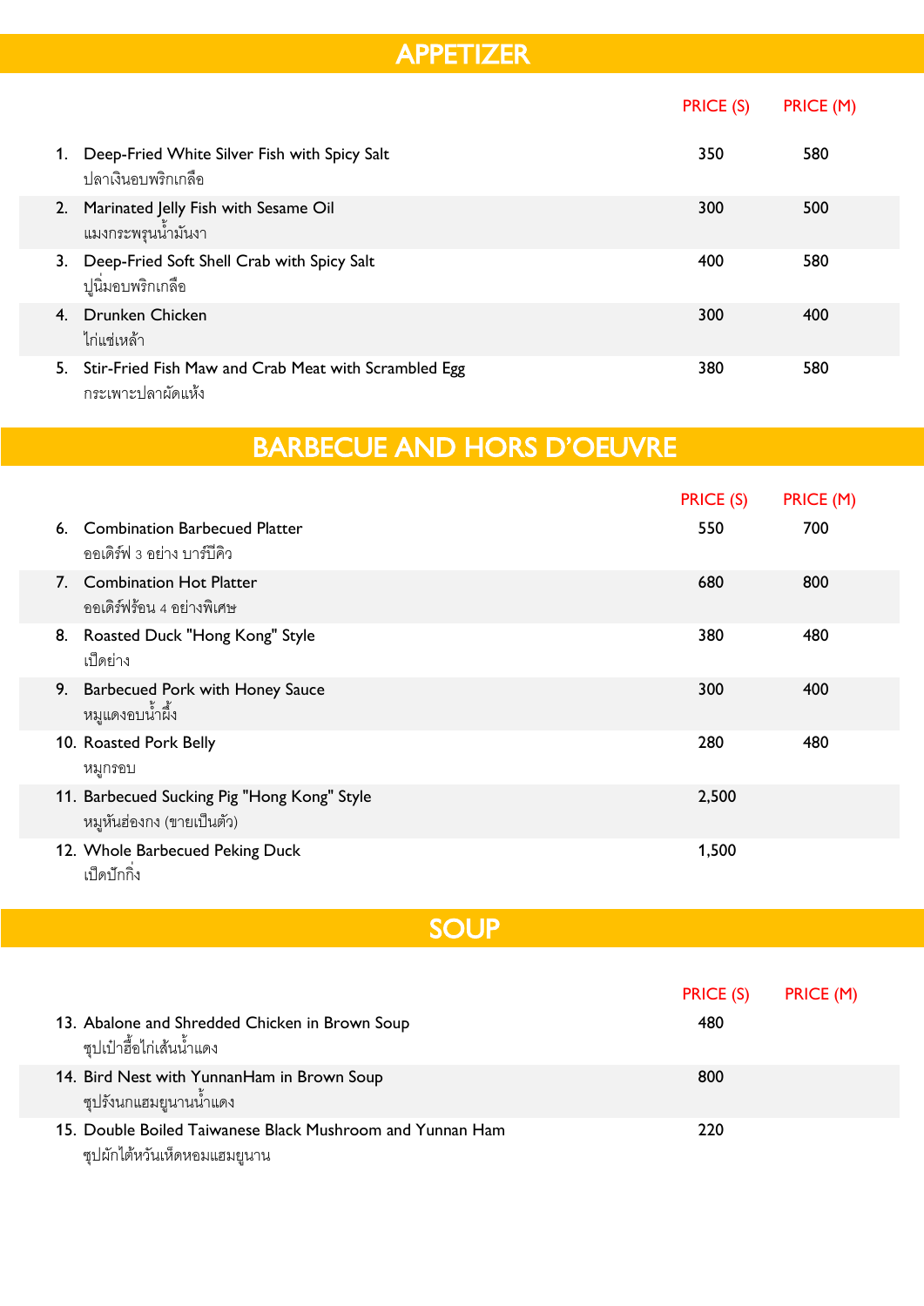## APPETIZER

| | PRICE (S) | PRICE (M) |
|---|---|---|
| 1. Deep-Fried White Silver Fish with Spicy Salt<br>ปลาเงินอบพริกเกลือ | 350 | 580 |
| 2. Marinated Jelly Fish with Sesame Oil<br>แมงกระพรุนน้ำมันงา | 300 | 500 |
| 3. Deep-Fried Soft Shell Crab with Spicy Salt<br>ปูนิ่มอบพริกเกลือ | 400 | 580 |
| 4. Drunken Chicken<br>ไก่แช่เหล้า | 300 | 400 |
| 5. Stir-Fried Fish Maw and Crab Meat with Scrambled Egg<br>กระเพาะปลาผัดแห้ง | 380 | 580 |

## BARBECUE AND HORS D'OEUVRE

| | PRICE (S) | PRICE (M) |
|---|---|---|
| 6. Combination Barbecued Platter<br>ออเดิร์ฟ 3 อย่าง บาร์บีคิว | 550 | 700 |
| 7. Combination Hot Platter<br>ออเดิร์ฟร้อน 4 อย่างพิเศษ | 680 | 800 |
| 8. Roasted Duck "Hong Kong" Style<br>เป็ดย่าง | 380 | 480 |
| 9. Barbecued Pork with Honey Sauce<br>หมูแดงอบน้ำผึ้ง | 300 | 400 |
| 10. Roasted Pork Belly<br>หมูกรอบ | 280 | 480 |
| 11. Barbecued Sucking Pig "Hong Kong" Style<br>หมูหันฮ่องกง (ขายเป็นตัว) | 2,500 | |
| 12. Whole Barbecued Peking Duck<br>เป็ดปักกิ่ง | 1,500 | |

## SOUP

| | PRICE (S) | PRICE (M) |
|---|---|---|
| 13. Abalone and Shredded Chicken in Brown Soup<br>ซุปเป๋าฮื้อไก่เส้นน้ำแดง | 480 | |
| 14. Bird Nest with YunnanHam in Brown Soup<br>ซุปรังนกแฮมยูนานน้ำแดง | 800 | |
| 15. Double Boiled Taiwanese Black Mushroom and Yunnan Ham<br>ซุปผักไต้หวันเห็ดหอมแฮมยูนาน | 220 | |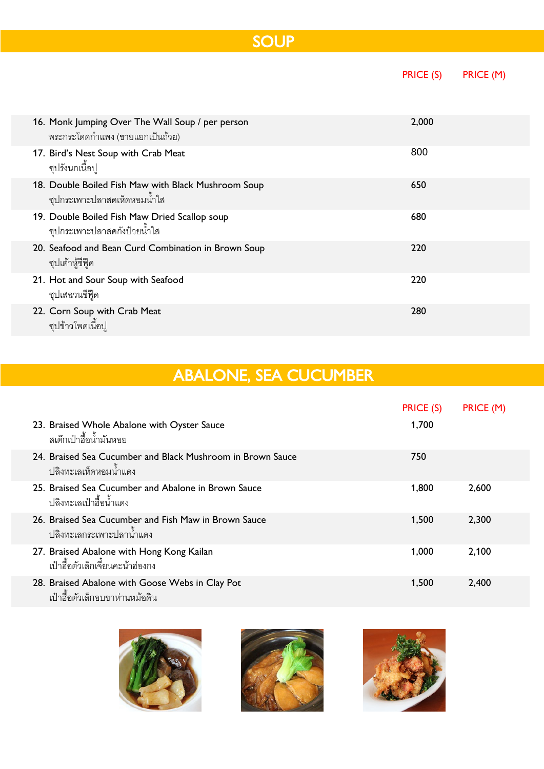# SOUP

| | PRICE (S) | PRICE (M) |
|---|---|---|
| 16. Monk Jumping Over The Wall Soup / per person<br>พระกระโดดกำแพง (ขายแยกเป็นถ้วย) | 2,000 | |
| 17. Bird's Nest Soup with Crab Meat<br>ซุปรังนกเนื้อปู | 800 | |
| 18. Double Boiled Fish Maw with Black Mushroom Soup<br>ซุปกระเพาะปลาสดเห็ดหอมน้ำใส | 650 | |
| 19. Double Boiled Fish Maw Dried Scallop soup<br>ซุปกระเพาะปลาสดกังป๋วยน้ำใส | 680 | |
| 20. Seafood and Bean Curd Combination in Brown Soup<br>ซุปเต้าหู้ซีฟู้ด | 220 | |
| 21. Hot and Sour Soup with Seafood<br>ซุปเสฉวนซีฟู้ด | 220 | |
| 22. Corn Soup with Crab Meat<br>ซุปข้าวโพดเนื้อปู | 280 | |

# ABALONE, SEA CUCUMBER

| | PRICE (S) | PRICE (M) |
|---|---|---|
| 23. Braised Whole Abalone with Oyster Sauce<br>สเต๊กเป๋าฮื้อน้ำมันหอย | 1,700 | |
| 24. Braised Sea Cucumber and Black Mushroom in Brown Sauce<br>ปลิงทะเลเห็ดหอมน้ำแดง | 750 | |
| 25. Braised Sea Cucumber and Abalone in Brown Sauce<br>ปลิงทะเลเป๋าฮื้อน้ำแดง | 1,800 | 2,600 |
| 26. Braised Sea Cucumber and Fish Maw in Brown Sauce<br>ปลิงทะเลกระเพาะปลาน้ำแดง | 1,500 | 2,300 |
| 27. Braised Abalone with Hong Kong Kailan<br>เป๋าฮื้อตัวเล็กเจี๋ยนคะน้าฮ่องกง | 1,000 | 2,100 |
| 28. Braised Abalone with Goose Webs in Clay Pot<br>เป๋าฮื้อตัวเล็กอบขาห่านหม้อดิน | 1,500 | 2,400 |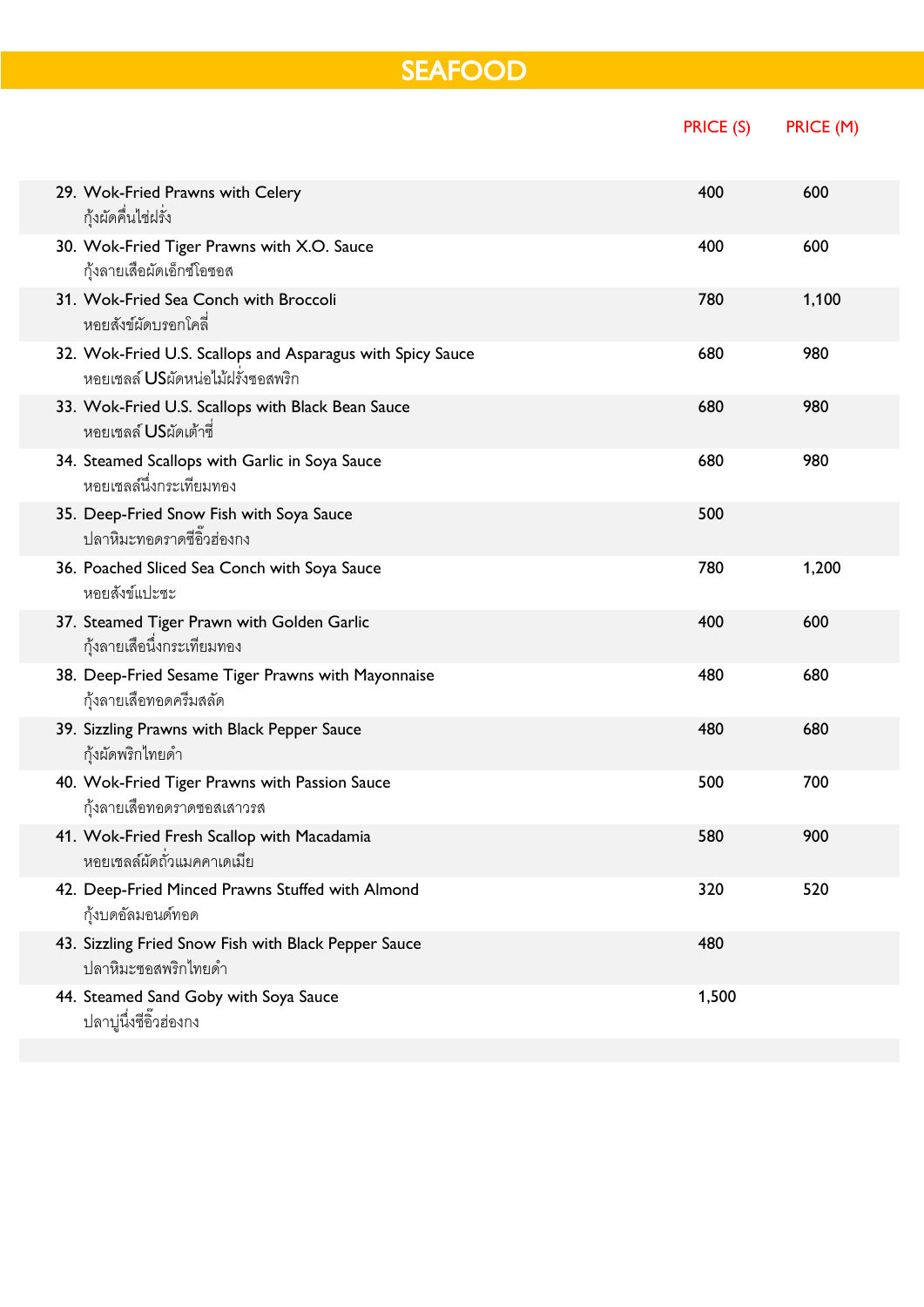# SEAFOOD

| | PRICE (S) | PRICE (M) |
|---|---|---|
| 29. Wok-Fried Prawns with Celery<br>กุ้งผัดคื่นไช่ฝรั่ง | 400 | 600 |
| 30. Wok-Fried Tiger Prawns with X.O. Sauce<br>กุ้งลายเสือผัดเอ็กซ์โอซอส | 400 | 600 |
| 31. Wok-Fried Sea Conch with Broccoli<br>หอยสังข์ผัดบรอกโคลี่ | 780 | 1,100 |
| 32. Wok-Fried U.S. Scallops and Asparagus with Spicy Sauce<br>หอยเชลล์ USผัดหน่อไม้ฝรั่งซอสพริก | 680 | 980 |
| 33. Wok-Fried U.S. Scallops with Black Bean Sauce<br>หอยเชลล์ USผัดเต้าซี่ | 680 | 980 |
| 34. Steamed Scallops with Garlic in Soya Sauce<br>หอยเชลล์นึ่งกระเทียมทอง | 680 | 980 |
| 35. Deep-Fried Snow Fish with Soya Sauce<br>ปลาหิมะทอดราดซีอิ๊วฮ่องกง | 500 | |
| 36. Poached Sliced Sea Conch with Soya Sauce<br>หอยสังข์แปะซะ | 780 | 1,200 |
| 37. Steamed Tiger Prawn with Golden Garlic<br>กุ้งลายเสือนึ่งกระเทียมทอง | 400 | 600 |
| 38. Deep-Fried Sesame Tiger Prawns with Mayonnaise<br>กุ้งลายเสือทอดครีมสลัด | 480 | 680 |
| 39. Sizzling Prawns with Black Pepper Sauce<br>กุ้งผัดพริกไทยดำ | 480 | 680 |
| 40. Wok-Fried Tiger Prawns with Passion Sauce<br>กุ้งลายเสือทอดราดซอสเสาวรส | 500 | 700 |
| 41. Wok-Fried Fresh Scallop with Macadamia<br>หอยเชลล์ผัดถั่วแมคคาเดเมีย | 580 | 900 |
| 42. Deep-Fried Minced Prawns Stuffed with Almond<br>กุ้งบดอัลมอนด์ทอด | 320 | 520 |
| 43. Sizzling Fried Snow Fish with Black Pepper Sauce<br>ปลาหิมะซอสพริกไทยดำ | 480 | |
| 44. Steamed Sand Goby with Soya Sauce<br>ปลาบู่นึ่งซีอิ๊วฮ่องกง | 1,500 | |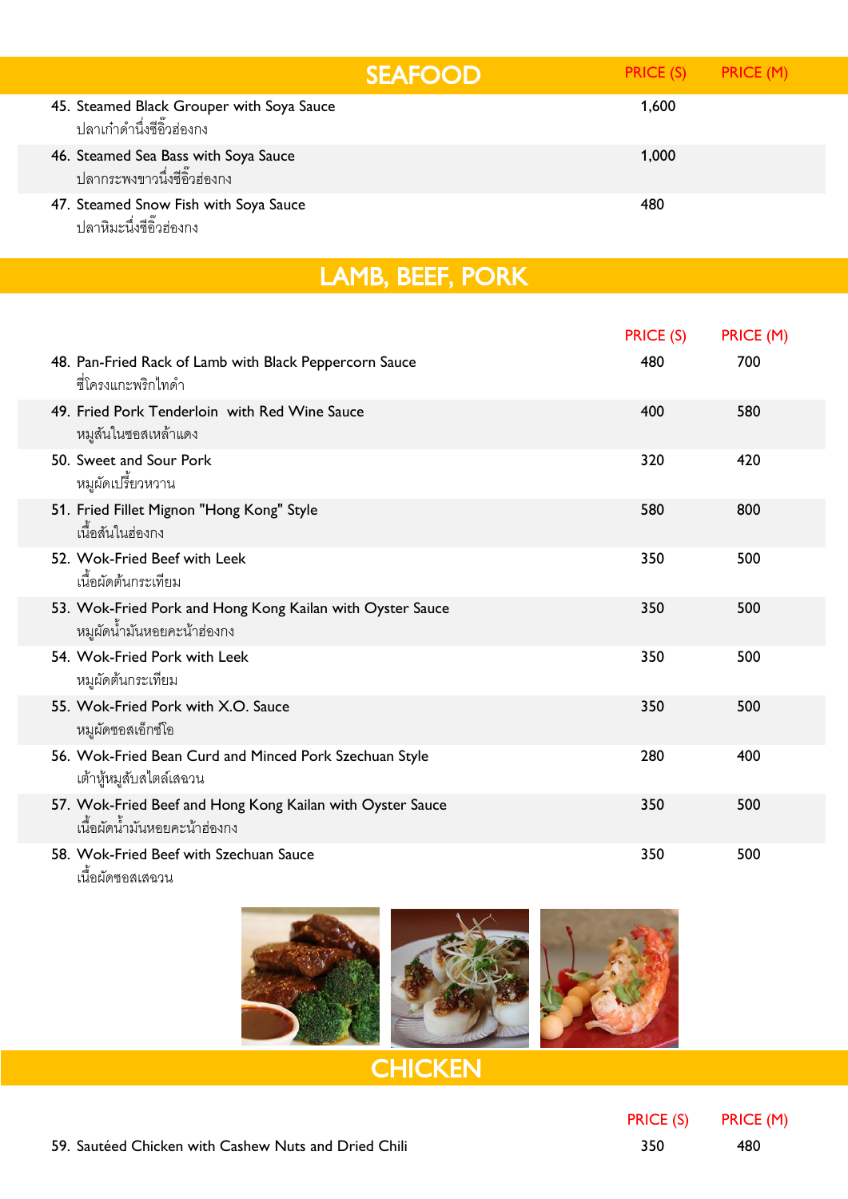## SEAFOOD

| | PRICE (S) | PRICE (M) |
|---|---|---|
| 45. Steamed Black Grouper with Soya Sauce<br>ปลาเก๋าดำนึ่งซีอิ๊วฮ่องกง | 1,600 | |
| 46. Steamed Sea Bass with Soya Sauce<br>ปลากระพงขาวนึ่งซีอิ๊วฮ่องกง | 1,000 | |
| 47. Steamed Snow Fish with Soya Sauce<br>ปลาหิมะนึ่งซีอิ๊วฮ่องกง | 480 | |

## LAMB, BEEF, PORK

| | PRICE (S) | PRICE (M) |
|---|---|---|
| 48. Pan-Fried Rack of Lamb with Black Peppercorn Sauce<br>ซี่โครงแกะพริกไทดำ | 480 | 700 |
| 49. Fried Pork Tenderloin with Red Wine Sauce<br>หมูสันในซอสเหล้าแดง | 400 | 580 |
| 50. Sweet and Sour Pork<br>หมูผัดเปรี้ยวหวาน | 320 | 420 |
| 51. Fried Fillet Mignon "Hong Kong" Style<br>เนื้อสันในฮ่องกง | 580 | 800 |
| 52. Wok-Fried Beef with Leek<br>เนื้อผัดต้นกระเทียม | 350 | 500 |
| 53. Wok-Fried Pork and Hong Kong Kailan with Oyster Sauce<br>หมูผัดน้ำมันหอยคะน้าฮ่องกง | 350 | 500 |
| 54. Wok-Fried Pork with Leek<br>หมูผัดต้นกระเทียม | 350 | 500 |
| 55. Wok-Fried Pork with X.O. Sauce<br>หมูผัดซอสเอ็กซ์โอ | 350 | 500 |
| 56. Wok-Fried Bean Curd and Minced Pork Szechuan Style<br>เต้าหู้หมูสับสไตล์เสฉวน | 280 | 400 |
| 57. Wok-Fried Beef and Hong Kong Kailan with Oyster Sauce<br>เนื้อผัดน้ำมันหอยคะน้าฮ่องกง | 350 | 500 |
| 58. Wok-Fried Beef with Szechuan Sauce<br>เนื้อผัดซอสเสฉวน | 350 | 500 |

## CHICKEN

| | PRICE (S) | PRICE (M) |
|---|---|---|
| 59. Sautéed Chicken with Cashew Nuts and Dried Chili | 350 | 480 |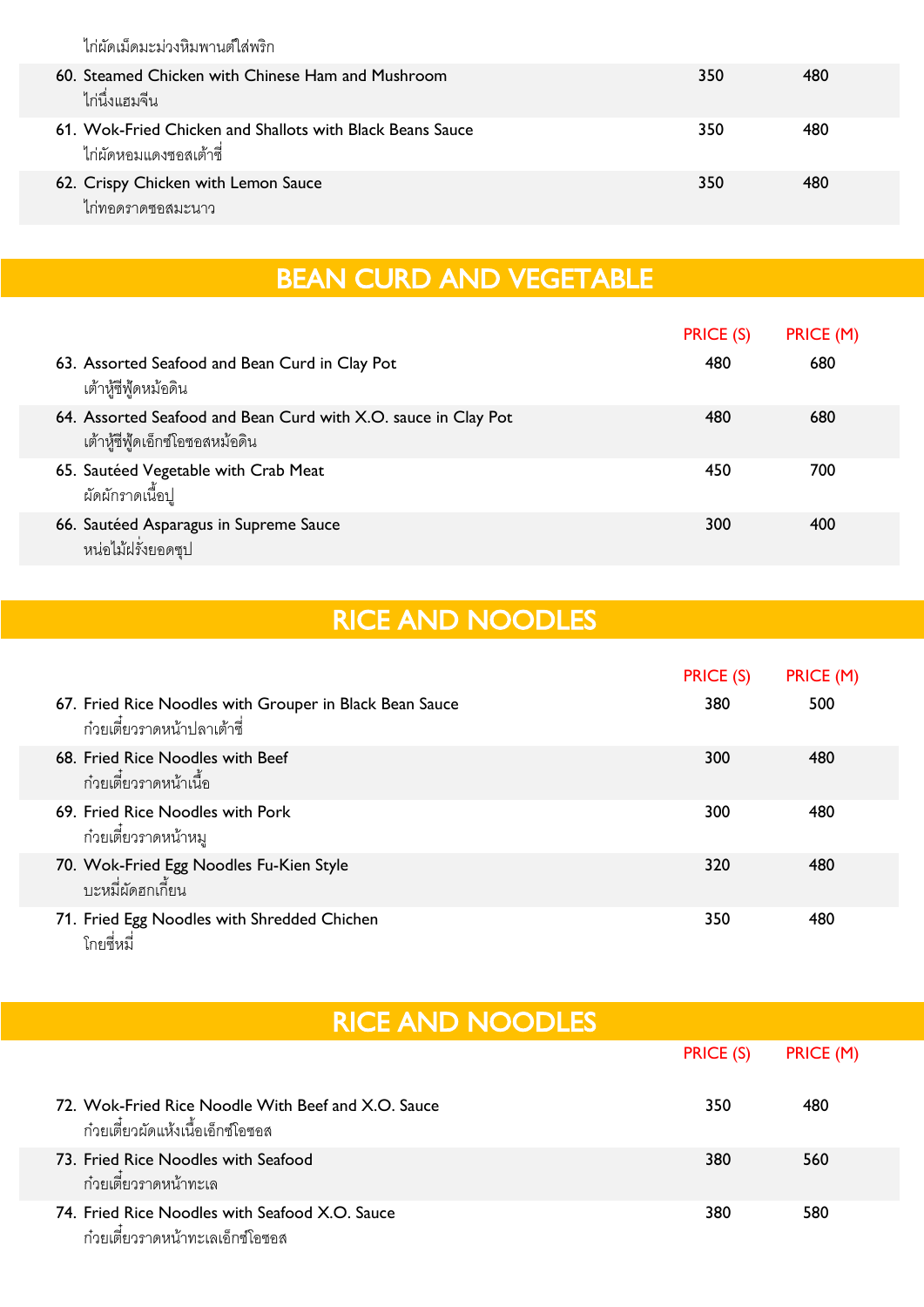ไก่ผัดเม็ดมะม่วงหิมพานต์ใส่พริก

| | | |
|---|---|---|
| 60. Steamed Chicken with Chinese Ham and Mushroom<br>ไก่นึ่งแฮมจีน | 350 | 480 |
| 61. Wok-Fried Chicken and Shallots with Black Beans Sauce<br>ไก่ผัดหอมแดงซอสเต้าซี่ | 350 | 480 |
| 62. Crispy Chicken with Lemon Sauce<br>ไก่ทอดราดซอสมะนาว | 350 | 480 |

## BEAN CURD AND VEGETABLE

| | PRICE (S) | PRICE (M) |
|---|---|---|
| 63. Assorted Seafood and Bean Curd in Clay Pot<br>เต้าหู้ซีฟู้ดหม้อดิน | 480 | 680 |
| 64. Assorted Seafood and Bean Curd with X.O. sauce in Clay Pot<br>เต้าหู้ซีฟู้ดเอ็กซ์โอซอสหม้อดิน | 480 | 680 |
| 65. Sautéed Vegetable with Crab Meat<br>ผัดผักราดเนื้อปู | 450 | 700 |
| 66. Sautéed Asparagus in Supreme Sauce<br>หน่อไม้ฝรั่งยอดซุป | 300 | 400 |

## RICE AND NOODLES

| | PRICE (S) | PRICE (M) |
|---|---|---|
| 67. Fried Rice Noodles with Grouper in Black Bean Sauce<br>ก๋วยเตี๋ยวราดหน้าปลาเต้าซี่ | 380 | 500 |
| 68. Fried Rice Noodles with Beef<br>ก๋วยเตี๋ยวราดหน้าเนื้อ | 300 | 480 |
| 69. Fried Rice Noodles with Pork<br>ก๋วยเตี๋ยวราดหน้าหมู | 300 | 480 |
| 70. Wok-Fried Egg Noodles Fu-Kien Style<br>บะหมี่ผัดฮกเกี้ยน | 320 | 480 |
| 71. Fried Egg Noodles with Shredded Chichen<br>โกยซี่หมี่ | 350 | 480 |

## RICE AND NOODLES

| | PRICE (S) | PRICE (M) |
|---|---|---|
| 72. Wok-Fried Rice Noodle With Beef and X.O. Sauce<br>ก๋วยเตี๋ยวผัดแห้งเนื้อเอ็กซ์โอซอส | 350 | 480 |
| 73. Fried Rice Noodles with Seafood<br>ก๋วยเตี๋ยวราดหน้าทะเล | 380 | 560 |
| 74. Fried Rice Noodles with Seafood X.O. Sauce<br>ก๋วยเตี๋ยวราดหน้าทะเลเอ็กซ์โอซอส | 380 | 580 |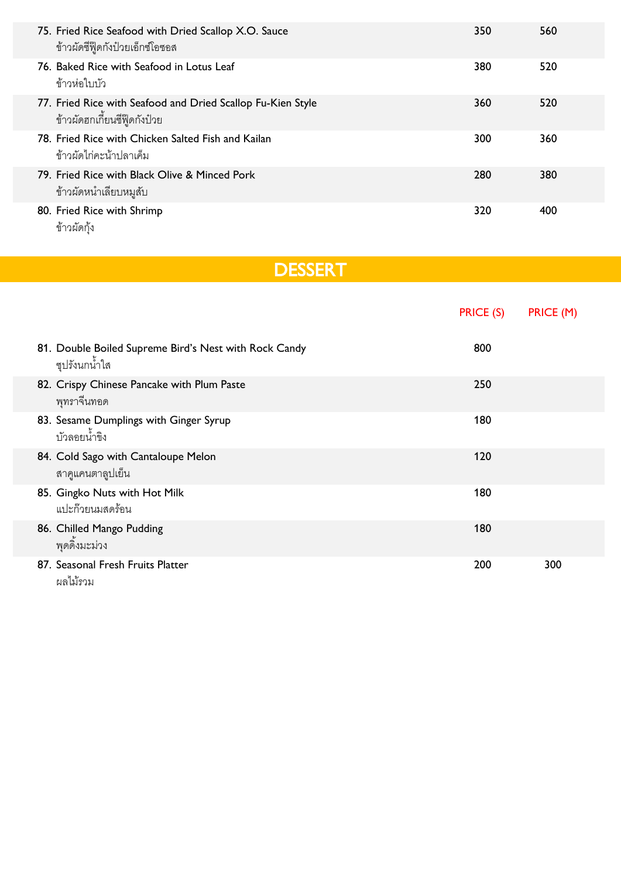| | | |
|---|---|---|
| 75. Fried Rice Seafood with Dried Scallop X.O. Sauce<br>ข้าวผัดซีฟู้ดกังป๋วยเอ็กซ์โอซอส | 350 | 560 |
| 76. Baked Rice with Seafood in Lotus Leaf<br>ข้าวห่อใบบัว | 380 | 520 |
| 77. Fried Rice with Seafood and Dried Scallop Fu-Kien Style<br>ข้าวผัดฮกเกี้ยนซีฟู้ดกังป๋วย | 360 | 520 |
| 78. Fried Rice with Chicken Salted Fish and Kailan<br>ข้าวผัดไก่คะน้าปลาเค็ม | 300 | 360 |
| 79. Fried Rice with Black Olive & Minced Pork<br>ข้าวผัดหนำเลี้ยบหมูสับ | 280 | 380 |
| 80. Fried Rice with Shrimp<br>ข้าวผัดกุ้ง | 320 | 400 |

## DESSERT

| | PRICE (S) | PRICE (M) |
|---|---|---|
| 81. Double Boiled Supreme Bird's Nest with Rock Candy<br>ซุปรังนกน้ำใส | 800 | |
| 82. Crispy Chinese Pancake with Plum Paste<br>พุทราจีนทอด | 250 | |
| 83. Sesame Dumplings with Ginger Syrup<br>บัวลอยน้ำขิง | 180 | |
| 84. Cold Sago with Cantaloupe Melon<br>สาคูแคนตาลูปเย็น | 120 | |
| 85. Gingko Nuts with Hot Milk<br>แปะก๊วยนมสดร้อน | 180 | |
| 86. Chilled Mango Pudding<br>พุดดิ้งมะม่วง | 180 | |
| 87. Seasonal Fresh Fruits Platter<br>ผลไม้รวม | 200 | 300 |